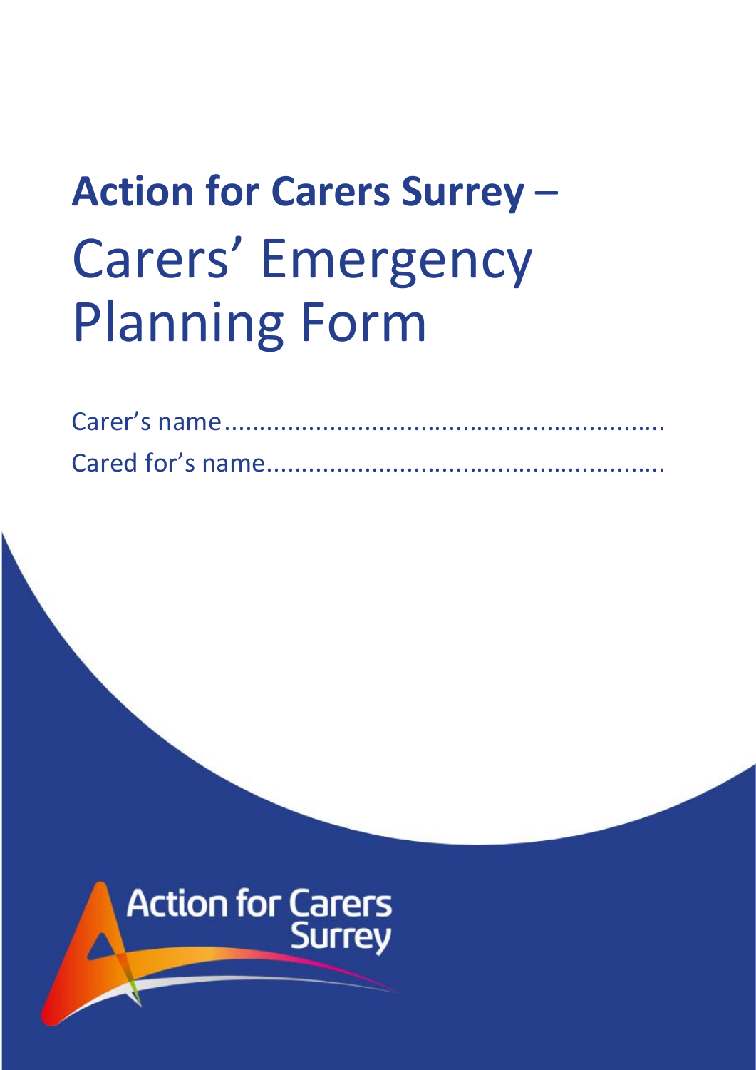# Action for Carers Surrey – Carers' Emergency Planning Form

Carer's name...............................................................

Cared for's name.........................................................

Action for Carers Surrey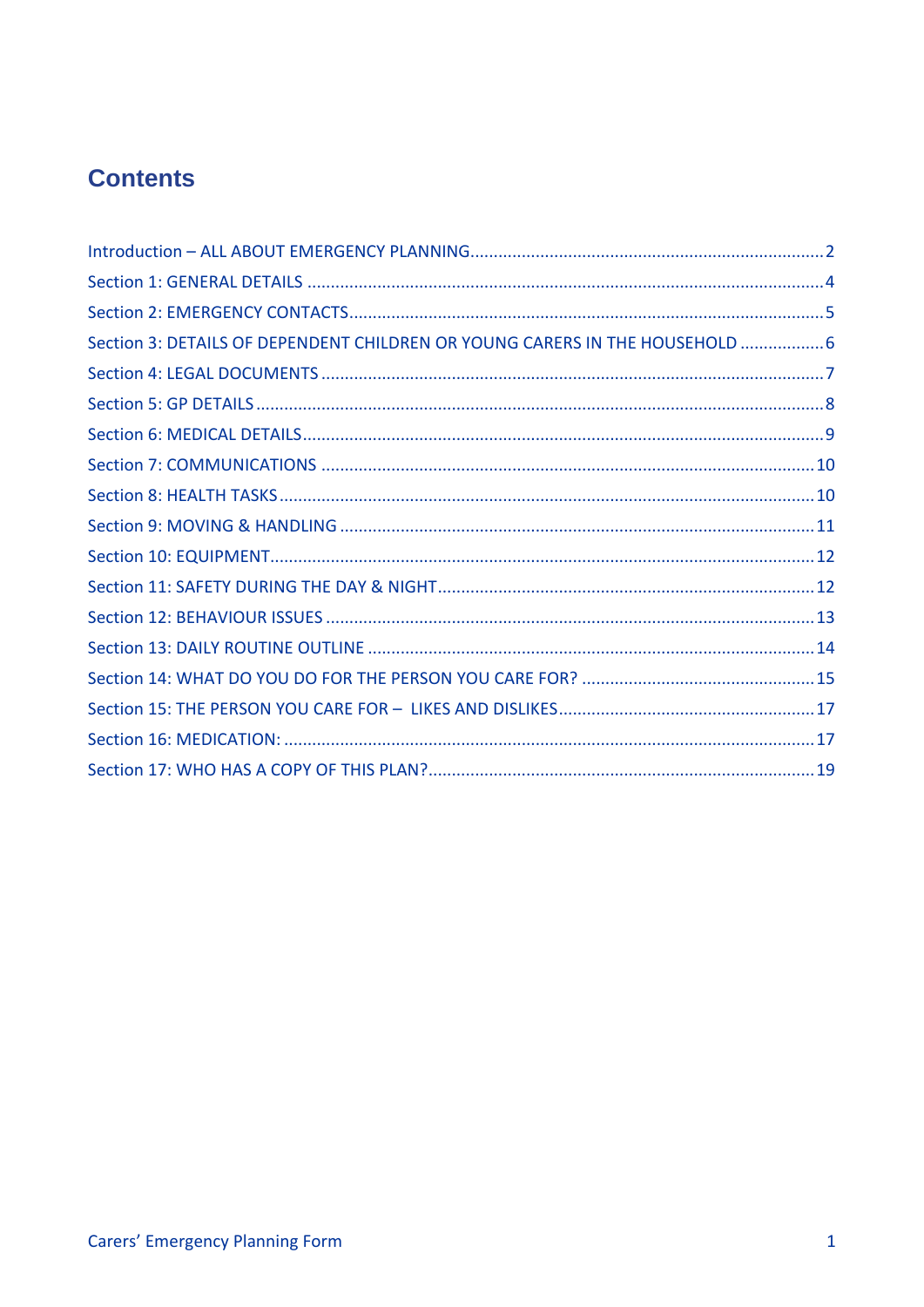# Contents

Introduction – ALL ABOUT EMERGENCY PLANNING ........ 2
Section 1: GENERAL DETAILS ........ 4
Section 2: EMERGENCY CONTACTS ........ 5
Section 3: DETAILS OF DEPENDENT CHILDREN OR YOUNG CARERS IN THE HOUSEHOLD ........ 6
Section 4: LEGAL DOCUMENTS ........ 7
Section 5: GP DETAILS ........ 8
Section 6: MEDICAL DETAILS ........ 9
Section 7: COMMUNICATIONS ........ 10
Section 8: HEALTH TASKS ........ 10
Section 9: MOVING & HANDLING ........ 11
Section 10: EQUIPMENT ........ 12
Section 11: SAFETY DURING THE DAY & NIGHT ........ 12
Section 12: BEHAVIOUR ISSUES ........ 13
Section 13: DAILY ROUTINE OUTLINE ........ 14
Section 14: WHAT DO YOU DO FOR THE PERSON YOU CARE FOR? ........ 15
Section 15: THE PERSON YOU CARE FOR – LIKES AND DISLIKES ........ 17
Section 16: MEDICATION: ........ 17
Section 17: WHO HAS A COPY OF THIS PLAN? ........ 19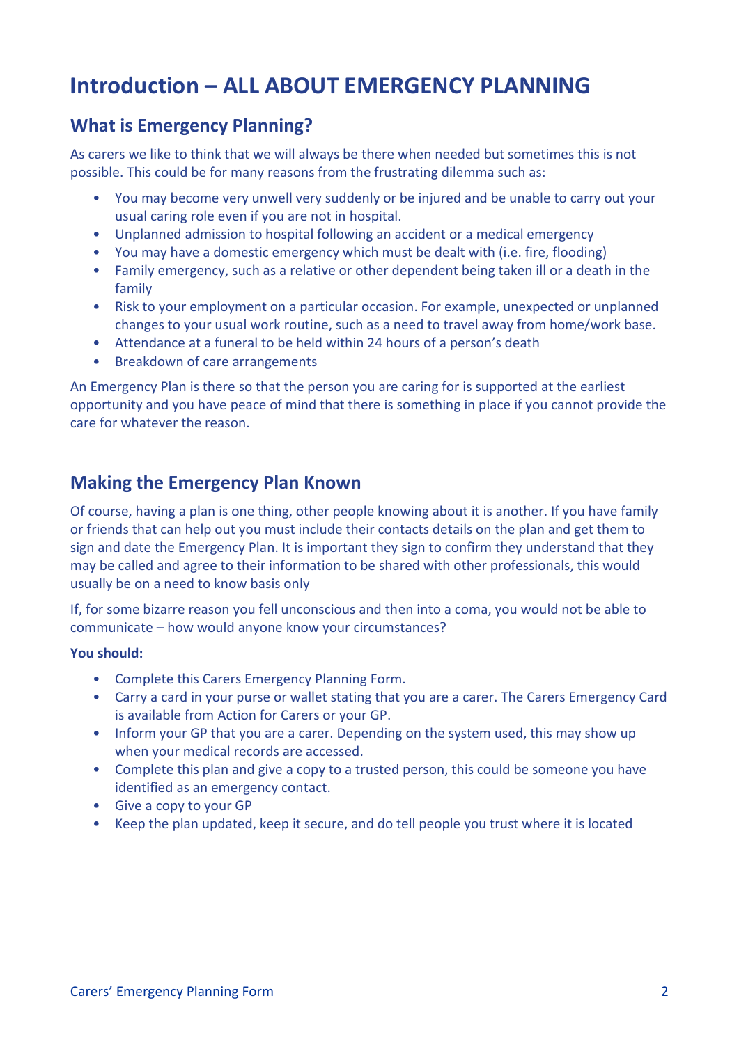# Introduction – ALL ABOUT EMERGENCY PLANNING

## What is Emergency Planning?

As carers we like to think that we will always be there when needed but sometimes this is not possible. This could be for many reasons from the frustrating dilemma such as:

- You may become very unwell very suddenly or be injured and be unable to carry out your usual caring role even if you are not in hospital.
- Unplanned admission to hospital following an accident or a medical emergency
- You may have a domestic emergency which must be dealt with (i.e. fire, flooding)
- Family emergency, such as a relative or other dependent being taken ill or a death in the family
- Risk to your employment on a particular occasion. For example, unexpected or unplanned changes to your usual work routine, such as a need to travel away from home/work base.
- Attendance at a funeral to be held within 24 hours of a person's death
- Breakdown of care arrangements

An Emergency Plan is there so that the person you are caring for is supported at the earliest opportunity and you have peace of mind that there is something in place if you cannot provide the care for whatever the reason.

## Making the Emergency Plan Known

Of course, having a plan is one thing, other people knowing about it is another. If you have family or friends that can help out you must include their contacts details on the plan and get them to sign and date the Emergency Plan. It is important they sign to confirm they understand that they may be called and agree to their information to be shared with other professionals, this would usually be on a need to know basis only

If, for some bizarre reason you fell unconscious and then into a coma, you would not be able to communicate – how would anyone know your circumstances?

**You should:**

- Complete this Carers Emergency Planning Form.
- Carry a card in your purse or wallet stating that you are a carer. The Carers Emergency Card is available from Action for Carers or your GP.
- Inform your GP that you are a carer. Depending on the system used, this may show up when your medical records are accessed.
- Complete this plan and give a copy to a trusted person, this could be someone you have identified as an emergency contact.
- Give a copy to your GP
- Keep the plan updated, keep it secure, and do tell people you trust where it is located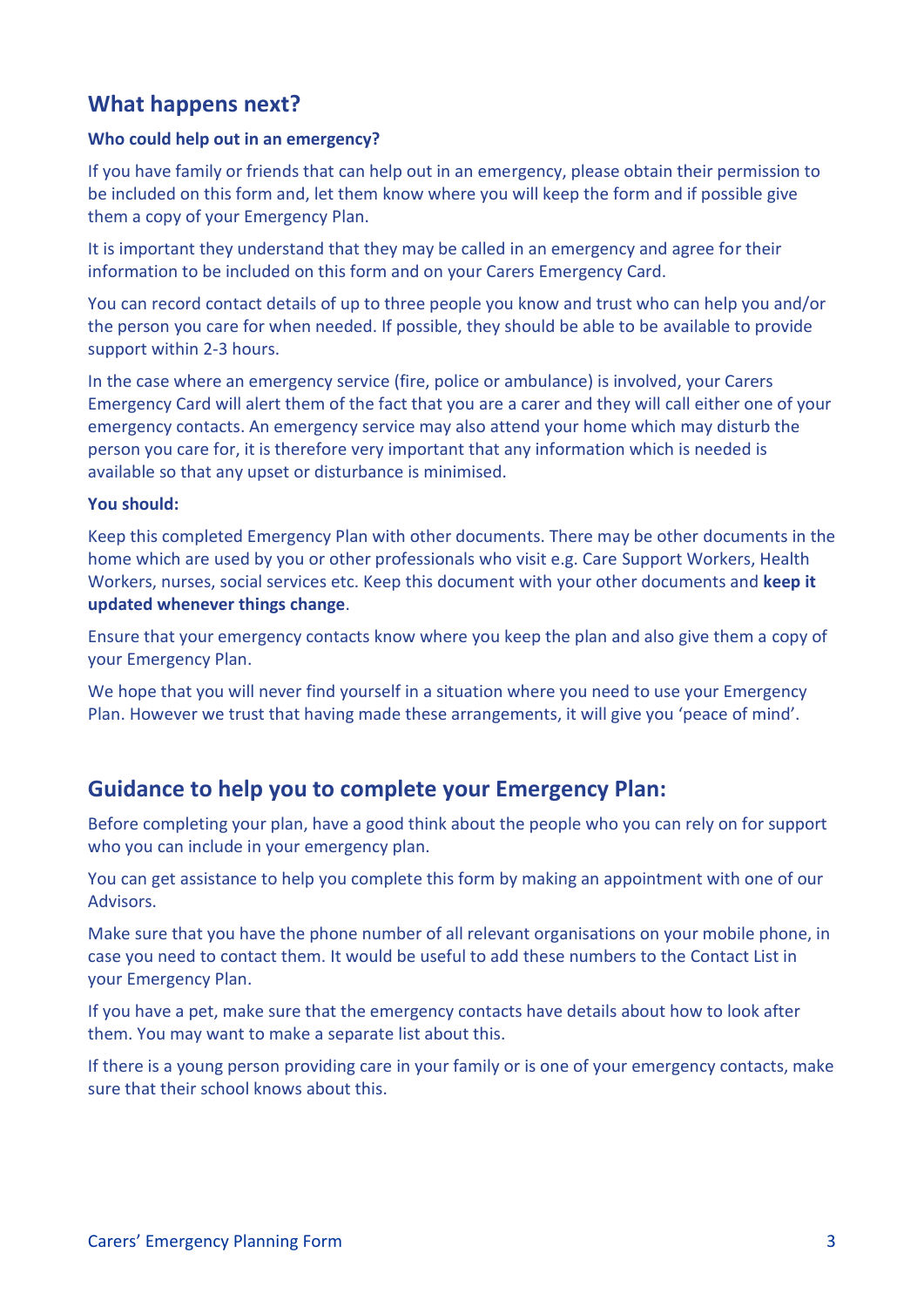## What happens next?

**Who could help out in an emergency?**

If you have family or friends that can help out in an emergency, please obtain their permission to be included on this form and, let them know where you will keep the form and if possible give them a copy of your Emergency Plan.

It is important they understand that they may be called in an emergency and agree for their information to be included on this form and on your Carers Emergency Card.

You can record contact details of up to three people you know and trust who can help you and/or the person you care for when needed. If possible, they should be able to be available to provide support within 2-3 hours.

In the case where an emergency service (fire, police or ambulance) is involved, your Carers Emergency Card will alert them of the fact that you are a carer and they will call either one of your emergency contacts. An emergency service may also attend your home which may disturb the person you care for, it is therefore very important that any information which is needed is available so that any upset or disturbance is minimised.

**You should:**

Keep this completed Emergency Plan with other documents. There may be other documents in the home which are used by you or other professionals who visit e.g. Care Support Workers, Health Workers, nurses, social services etc. Keep this document with your other documents and **keep it updated whenever things change**.

Ensure that your emergency contacts know where you keep the plan and also give them a copy of your Emergency Plan.

We hope that you will never find yourself in a situation where you need to use your Emergency Plan. However we trust that having made these arrangements, it will give you 'peace of mind'.

## Guidance to help you to complete your Emergency Plan:

Before completing your plan, have a good think about the people who you can rely on for support who you can include in your emergency plan.

You can get assistance to help you complete this form by making an appointment with one of our Advisors.

Make sure that you have the phone number of all relevant organisations on your mobile phone, in case you need to contact them. It would be useful to add these numbers to the Contact List in your Emergency Plan.

If you have a pet, make sure that the emergency contacts have details about how to look after them. You may want to make a separate list about this.

If there is a young person providing care in your family or is one of your emergency contacts, make sure that their school knows about this.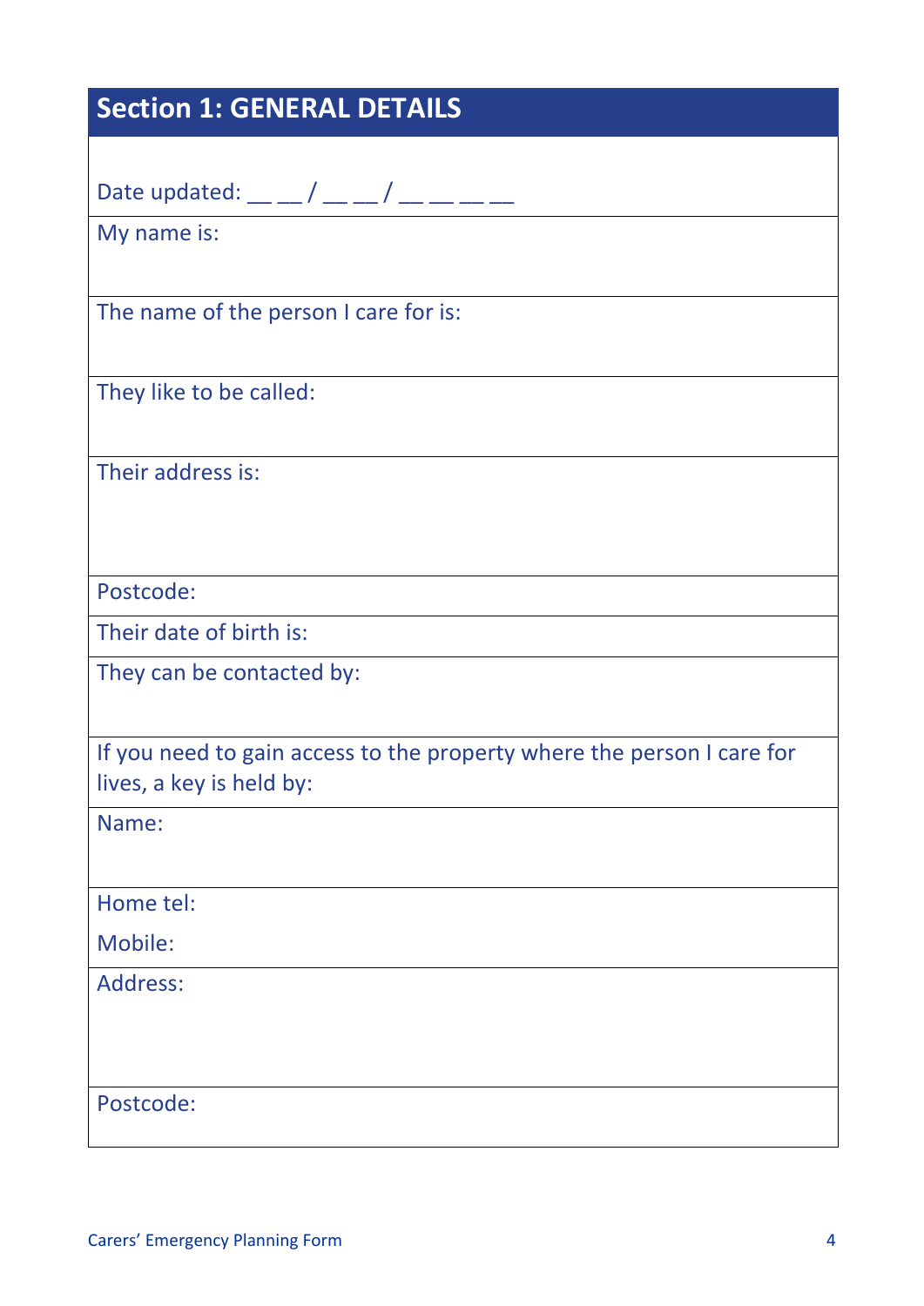## Section 1: GENERAL DETAILS

| |
|---|
| Date updated: __ __ / __ __ / __ __ __ __ |
| My name is: |
| The name of the person I care for is: |
| They like to be called: |
| Their address is: |
| Postcode: |
| Their date of birth is: |
| They can be contacted by: |
| If you need to gain access to the property where the person I care for lives, a key is held by: |
| Name: |
| Home tel:<br>Mobile: |
| Address: |
| Postcode: |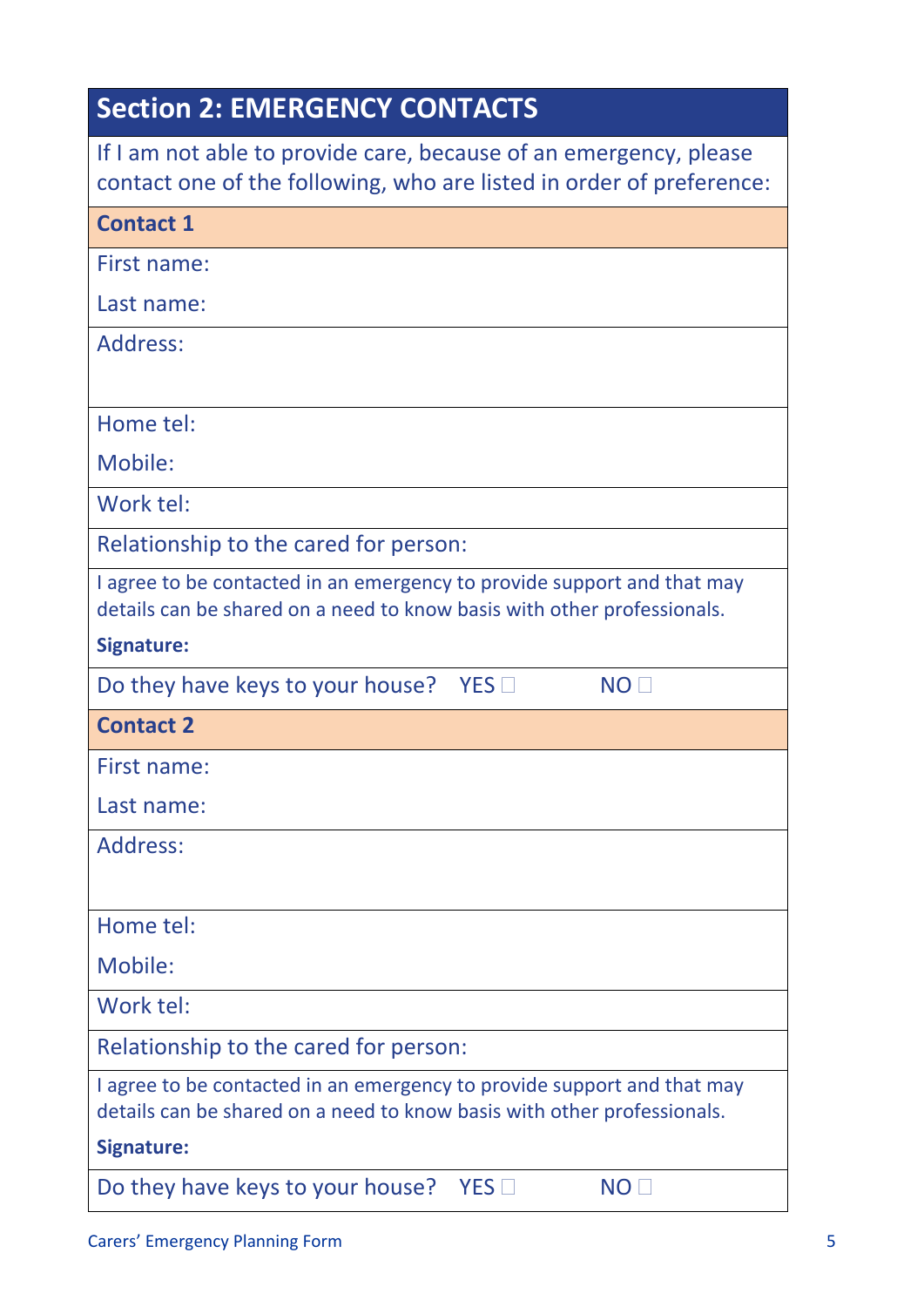## Section 2: EMERGENCY CONTACTS

If I am not able to provide care, because of an emergency, please contact one of the following, who are listed in order of preference:

### Contact 1

First name:

Last name:

Address:

Home tel:

Mobile:

Work tel:

Relationship to the cared for person:

I agree to be contacted in an emergency to provide support and that may details can be shared on a need to know basis with other professionals.

**Signature:**

Do they have keys to your house? YES ☐ NO ☐

### Contact 2

First name:

Last name:

Address:

Home tel:

Mobile:

Work tel:

Relationship to the cared for person:

I agree to be contacted in an emergency to provide support and that may details can be shared on a need to know basis with other professionals.

**Signature:**

Do they have keys to your house? YES ☐ NO ☐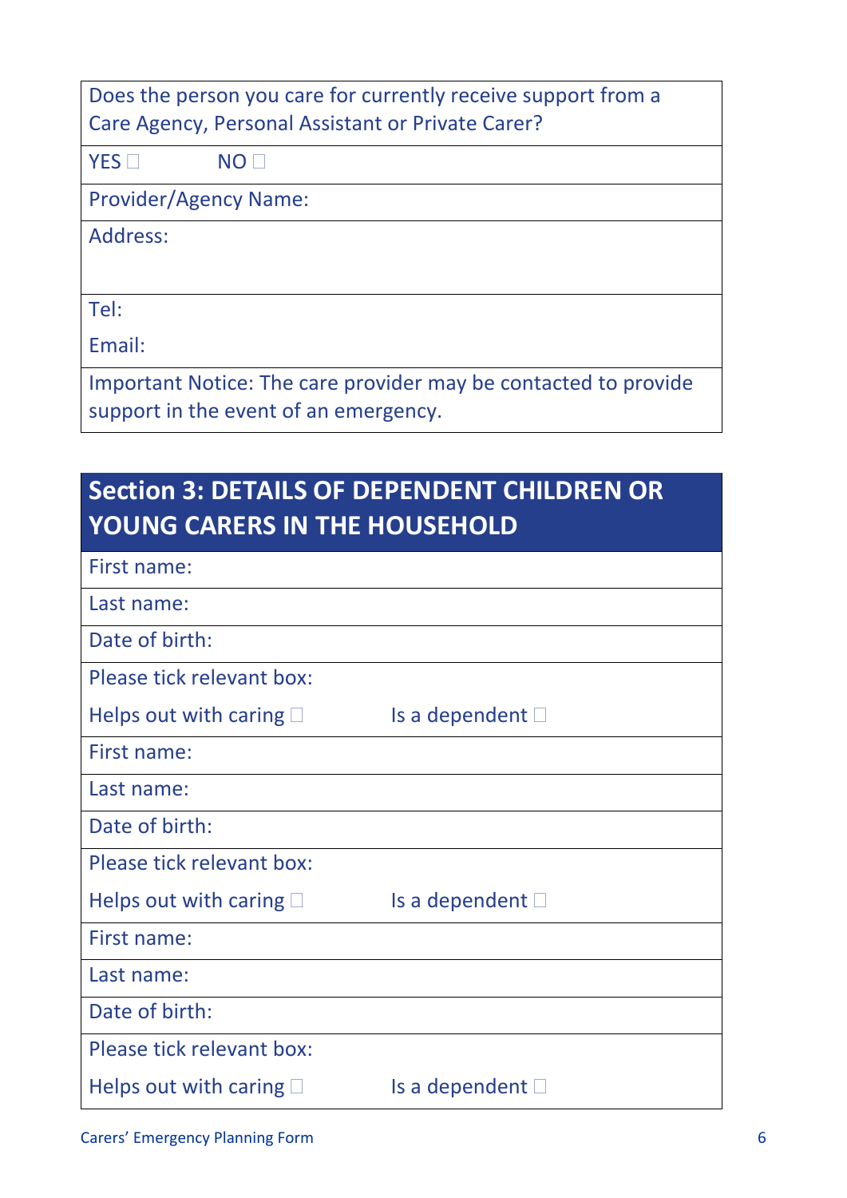Does the person you care for currently receive support from a Care Agency, Personal Assistant or Private Carer?

YES ☐ NO ☐

Provider/Agency Name:

Address:

Tel:

Email:

Important Notice: The care provider may be contacted to provide support in the event of an emergency.

## Section 3: DETAILS OF DEPENDENT CHILDREN OR YOUNG CARERS IN THE HOUSEHOLD

First name:

Last name:

Date of birth:

Please tick relevant box:

Helps out with caring ☐ Is a dependent ☐

First name:

Last name:

Date of birth:

Please tick relevant box:

Helps out with caring ☐ Is a dependent ☐

First name:

Last name:

Date of birth:

Please tick relevant box:

Helps out with caring ☐ Is a dependent ☐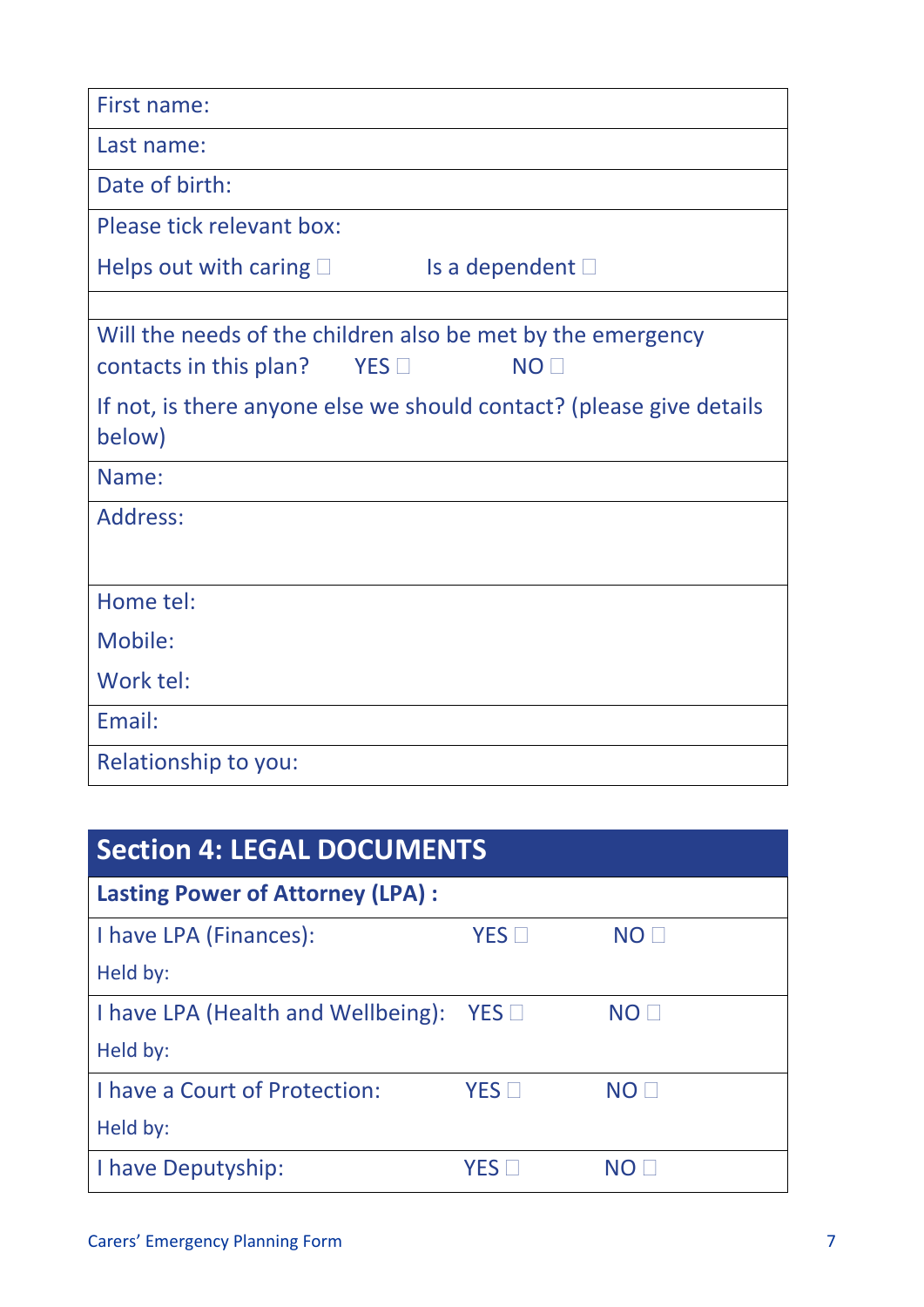| First name: |
|---|
| Last name: |
| Date of birth: |
| Please tick relevant box:<br>Helps out with caring ☐ Is a dependent ☐ |
| |
| Will the needs of the children also be met by the emergency contacts in this plan? YES ☐ NO ☐<br>If not, is there anyone else we should contact? (please give details below) |
| Name: |
| Address: |
| Home tel:<br>Mobile:<br>Work tel: |
| Email: |
| Relationship to you: |

## Section 4: LEGAL DOCUMENTS

| **Lasting Power of Attorney (LPA) :** | | |
|---|---|---|
| I have LPA (Finances):<br>Held by: | YES ☐ | NO ☐ |
| I have LPA (Health and Wellbeing):<br>Held by: | YES ☐ | NO ☐ |
| I have a Court of Protection:<br>Held by: | YES ☐ | NO ☐ |
| I have Deputyship: | YES ☐ | NO ☐ |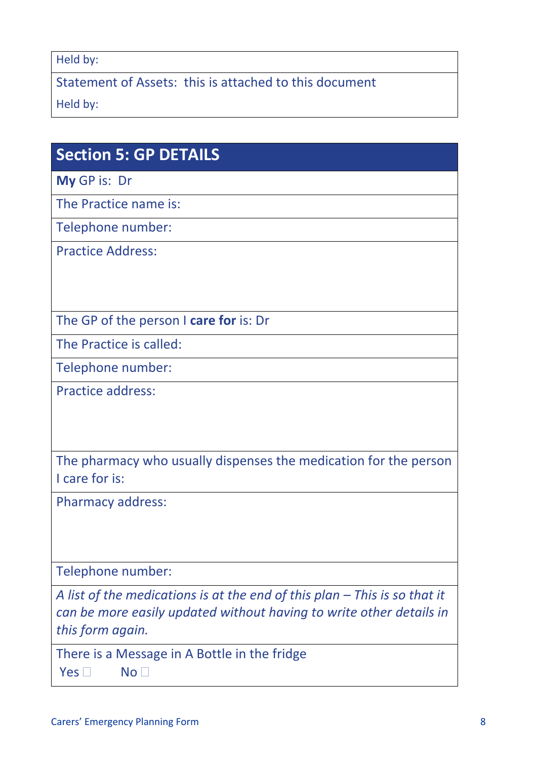| Held by: |
|---|
| Statement of Assets: this is attached to this document<br>Held by: |

## Section 5: GP DETAILS

| **My** GP is: Dr |
|---|
| The Practice name is: |
| Telephone number: |
| Practice Address: |
| The GP of the person I **care for** is: Dr |
| The Practice is called: |
| Telephone number: |
| Practice address: |
| The pharmacy who usually dispenses the medication for the person I care for is: |
| Pharmacy address: |
| Telephone number: |
| *A list of the medications is at the end of this plan – This is so that it can be more easily updated without having to write other details in this form again.* |
| There is a Message in A Bottle in the fridge<br>Yes ☐ No ☐ |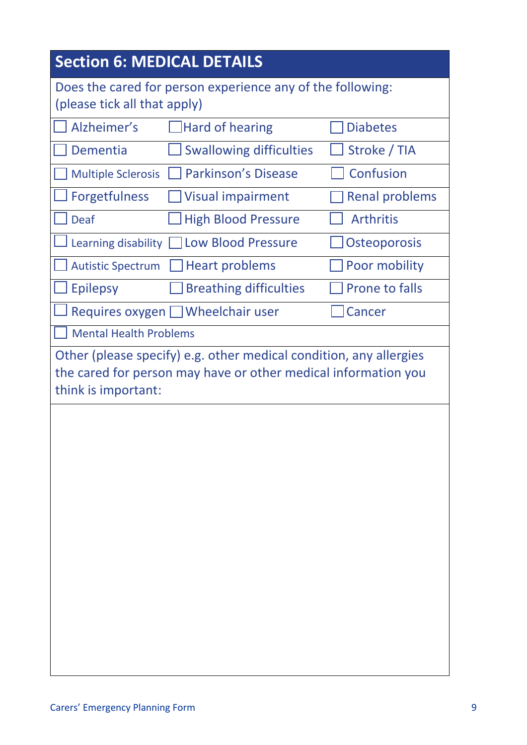## Section 6: MEDICAL DETAILS

Does the cared for person experience any of the following:
(please tick all that apply)

| | | |
|---|---|---|
| ☐ Alzheimer's | ☐ Hard of hearing | ☐ Diabetes |
| ☐ Dementia | ☐ Swallowing difficulties | ☐ Stroke / TIA |
| ☐ Multiple Sclerosis | ☐ Parkinson's Disease | ☐ Confusion |
| ☐ Forgetfulness | ☐ Visual impairment | ☐ Renal problems |
| ☐ Deaf | ☐ High Blood Pressure | ☐ Arthritis |
| ☐ Learning disability | ☐ Low Blood Pressure | ☐ Osteoporosis |
| ☐ Autistic Spectrum | ☐ Heart problems | ☐ Poor mobility |
| ☐ Epilepsy | ☐ Breathing difficulties | ☐ Prone to falls |
| ☐ Requires oxygen | ☐ Wheelchair user | ☐ Cancer |
| ☐ Mental Health Problems | | |

Other (please specify) e.g. other medical condition, any allergies the cared for person may have or other medical information you think is important: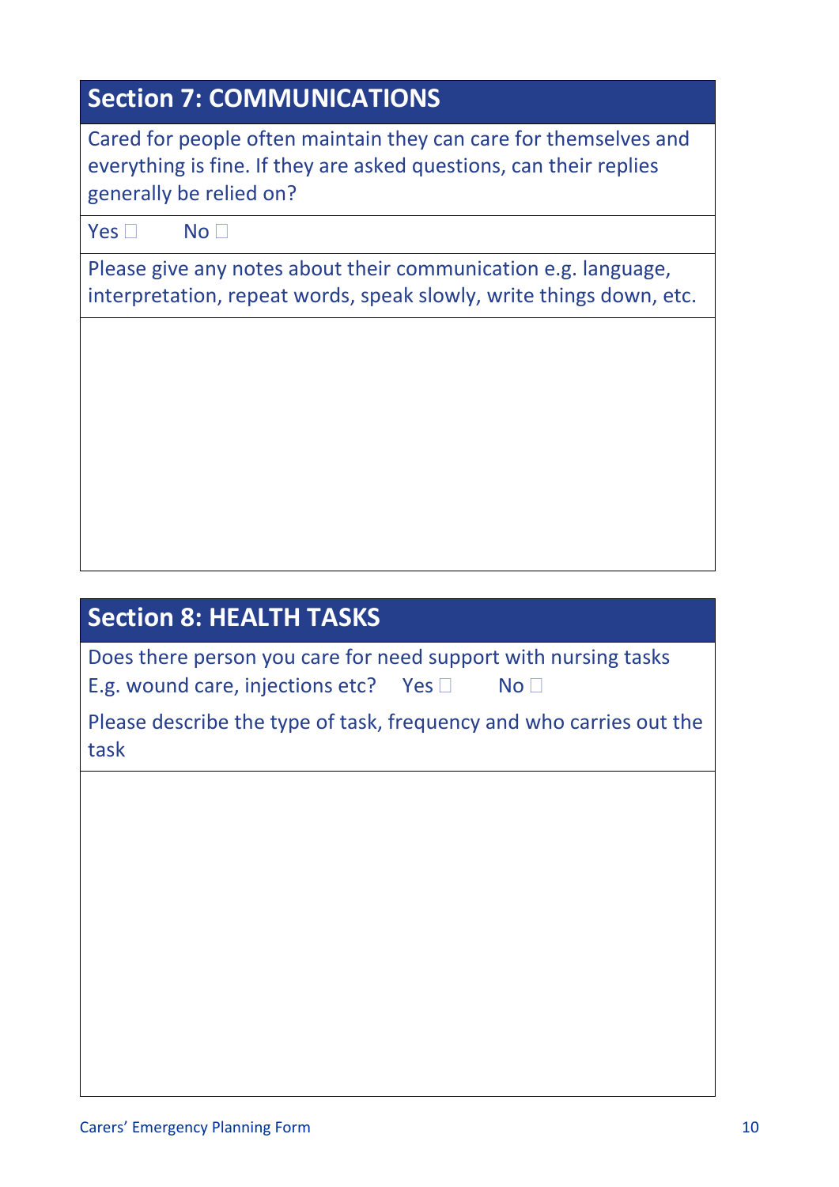## Section 7: COMMUNICATIONS

Cared for people often maintain they can care for themselves and everything is fine. If they are asked questions, can their replies generally be relied on?

Yes ☐ No ☐

Please give any notes about their communication e.g. language, interpretation, repeat words, speak slowly, write things down, etc.

## Section 8: HEALTH TASKS

Does there person you care for need support with nursing tasks E.g. wound care, injections etc? Yes ☐ No ☐

Please describe the type of task, frequency and who carries out the task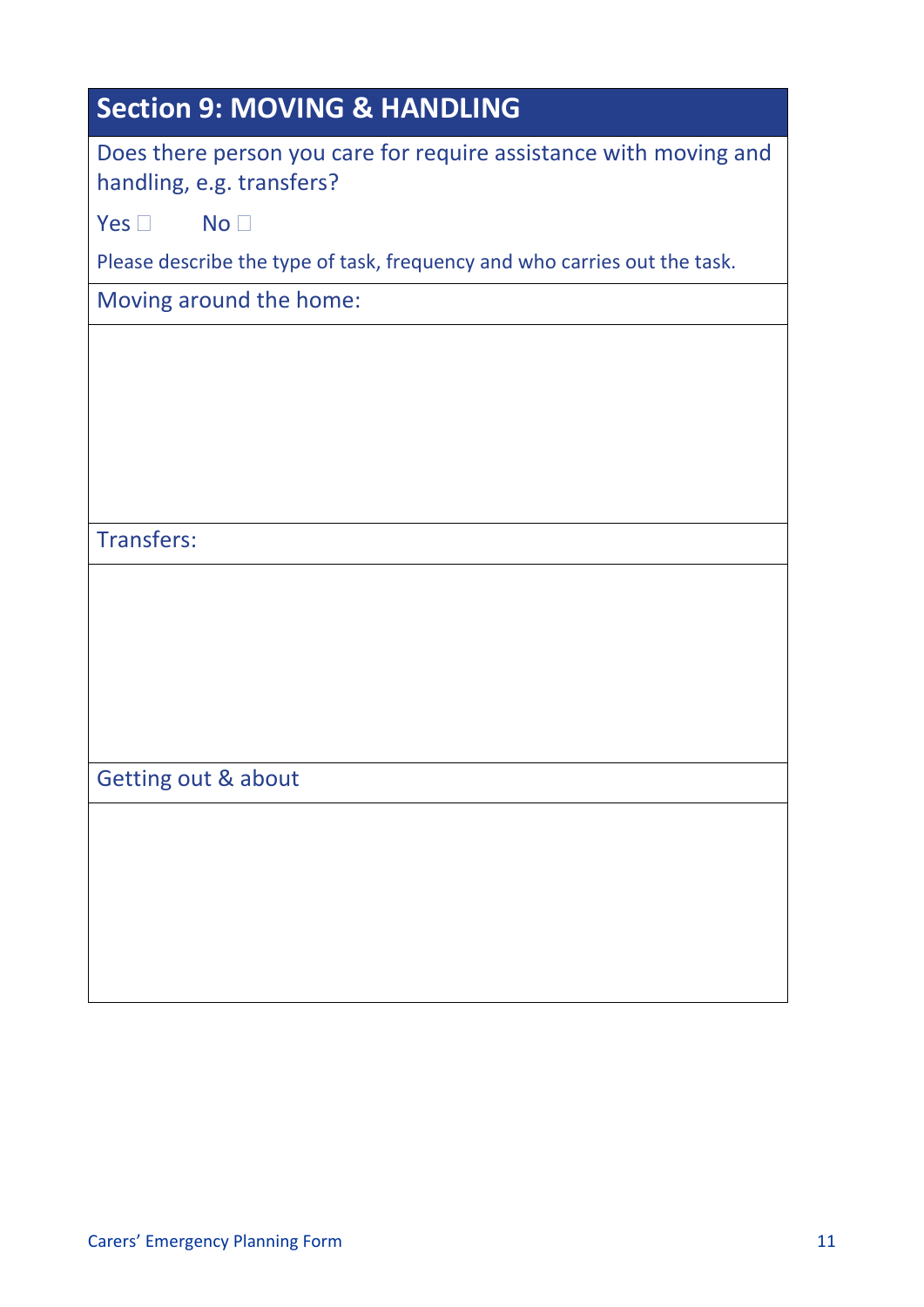## Section 9: MOVING & HANDLING

Does there person you care for require assistance with moving and handling, e.g. transfers?

Yes ☐ No ☐

Please describe the type of task, frequency and who carries out the task.

| Moving around the home: |
|---|
| |
| **Transfers:** |
| |
| **Getting out & about** |
| |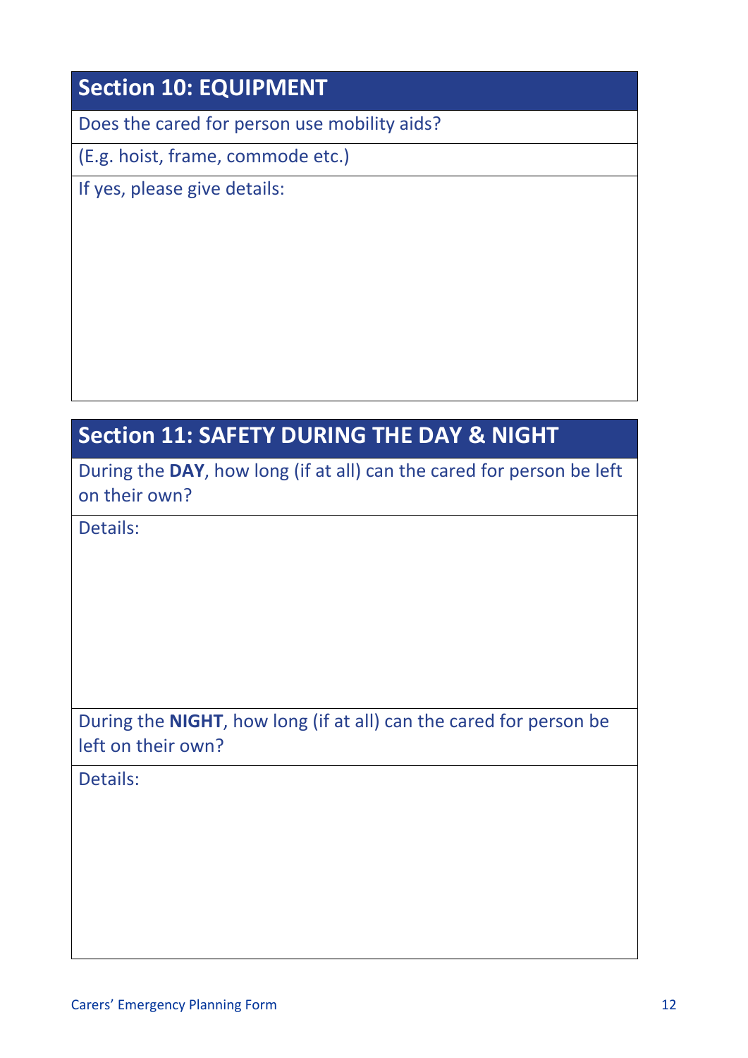## Section 10: EQUIPMENT

Does the cared for person use mobility aids?

(E.g. hoist, frame, commode etc.)

If yes, please give details:

## Section 11: SAFETY DURING THE DAY & NIGHT

During the **DAY**, how long (if at all) can the cared for person be left on their own?

Details:

During the **NIGHT**, how long (if at all) can the cared for person be left on their own?

Details: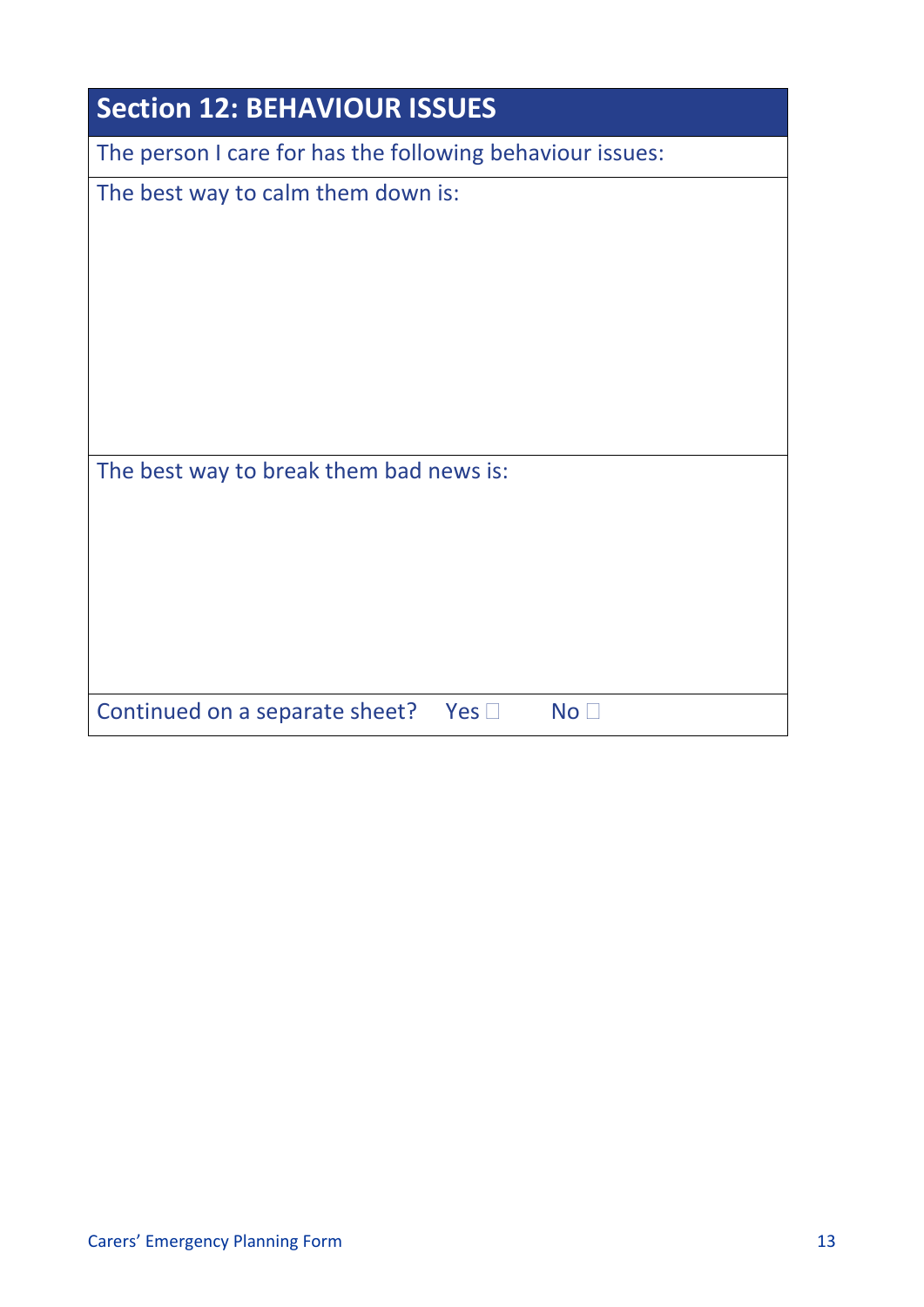## Section 12: BEHAVIOUR ISSUES

The person I care for has the following behaviour issues:

The best way to calm them down is:

The best way to break them bad news is:

Continued on a separate sheet? Yes ☐ No ☐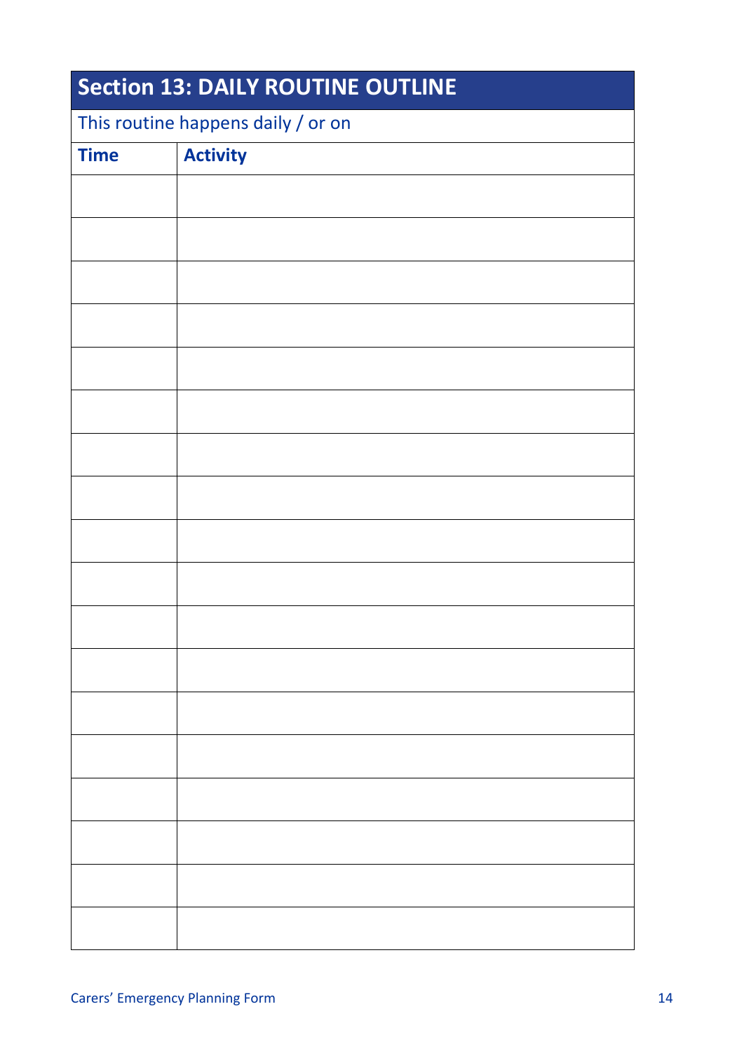## Section 13: DAILY ROUTINE OUTLINE

This routine happens daily / or on

| Time | Activity |
| --- | --- |
| | |
| | |
| | |
| | |
| | |
| | |
| | |
| | |
| | |
| | |
| | |
| | |
| | |
| | |
| | |
| | |
| | |
| | |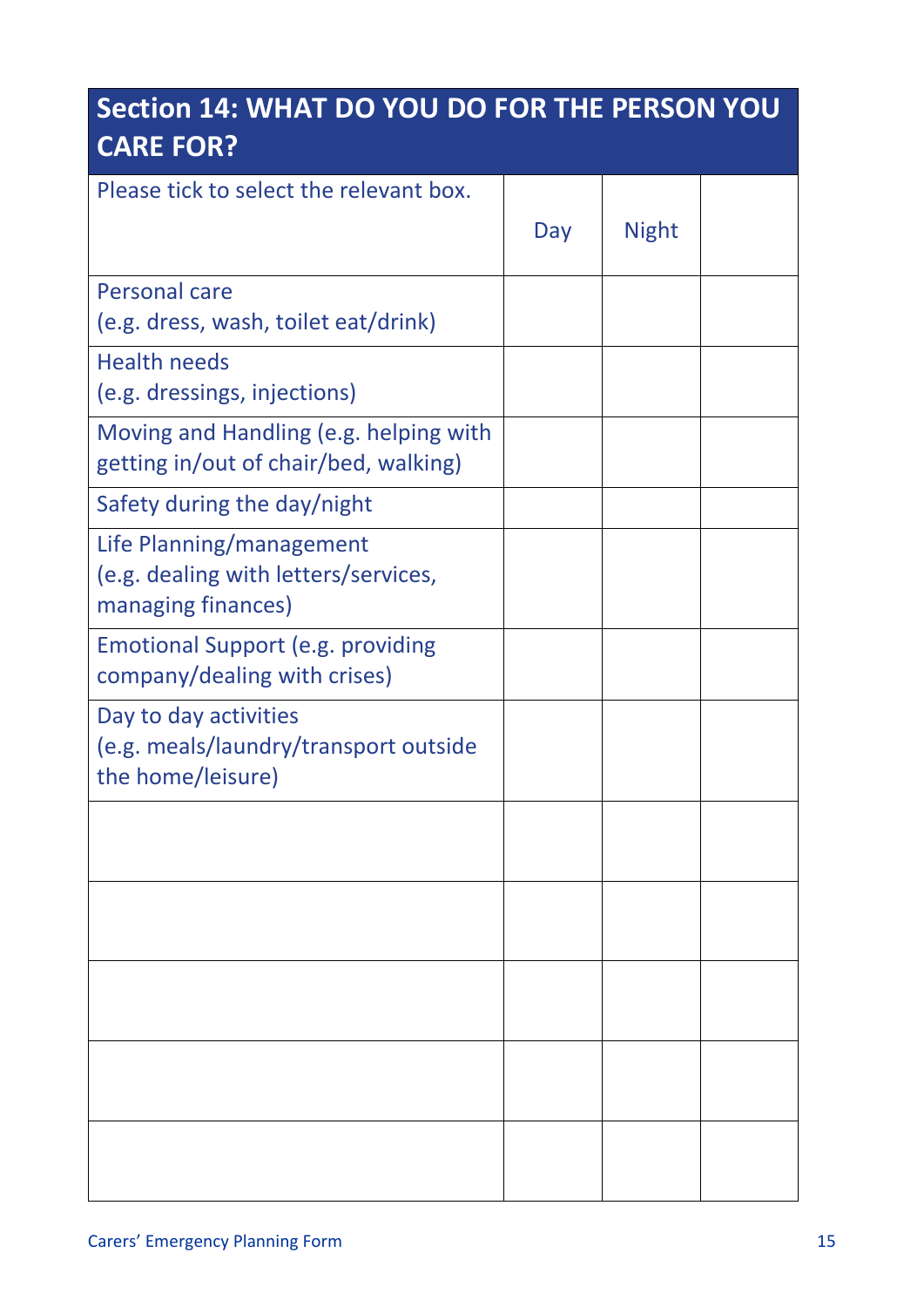## Section 14: WHAT DO YOU DO FOR THE PERSON YOU CARE FOR?

| Please tick to select the relevant box. | Day | Night | |
|---|---|---|---|
| Personal care<br>(e.g. dress, wash, toilet eat/drink) | | | |
| Health needs<br>(e.g. dressings, injections) | | | |
| Moving and Handling (e.g. helping with getting in/out of chair/bed, walking) | | | |
| Safety during the day/night | | | |
| Life Planning/management<br>(e.g. dealing with letters/services, managing finances) | | | |
| Emotional Support (e.g. providing company/dealing with crises) | | | |
| Day to day activities<br>(e.g. meals/laundry/transport outside the home/leisure) | | | |
| | | | |
| | | | |
| | | | |
| | | | |
| | | | |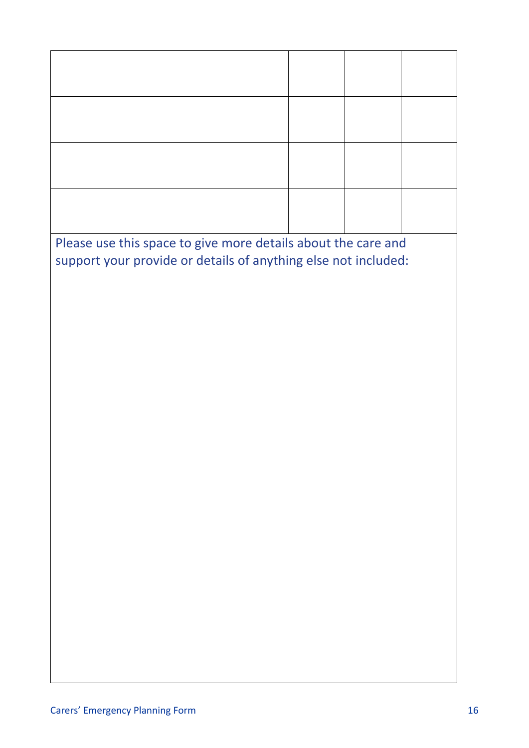| | | | |
|---|---|---|---|
| | | | |
| | | | |
| | | | |
| | | | |

Please use this space to give more details about the care and support your provide or details of anything else not included: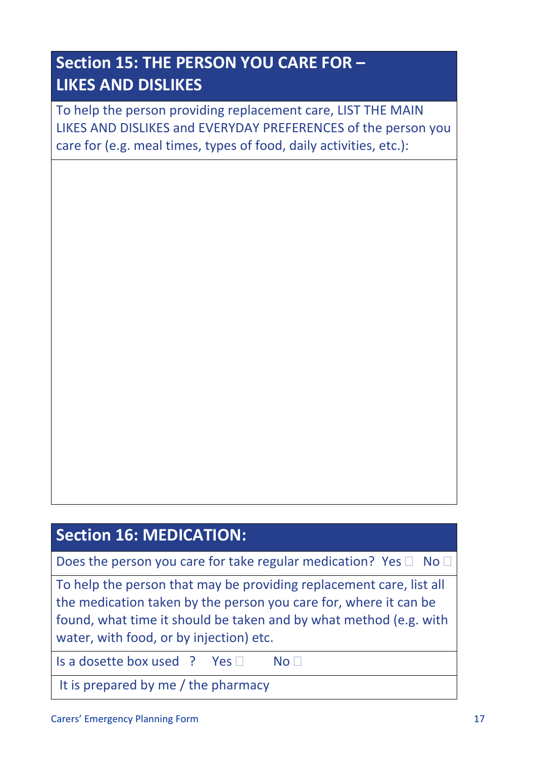## Section 15: THE PERSON YOU CARE FOR – LIKES AND DISLIKES

To help the person providing replacement care, LIST THE MAIN LIKES AND DISLIKES and EVERYDAY PREFERENCES of the person you care for (e.g. meal times, types of food, daily activities, etc.):

## Section 16: MEDICATION:

Does the person you care for take regular medication? Yes ☐ No ☐

To help the person that may be providing replacement care, list all the medication taken by the person you care for, where it can be found, what time it should be taken and by what method (e.g. with water, with food, or by injection) etc.

Is a dosette box used ? Yes ☐ No ☐

It is prepared by me / the pharmacy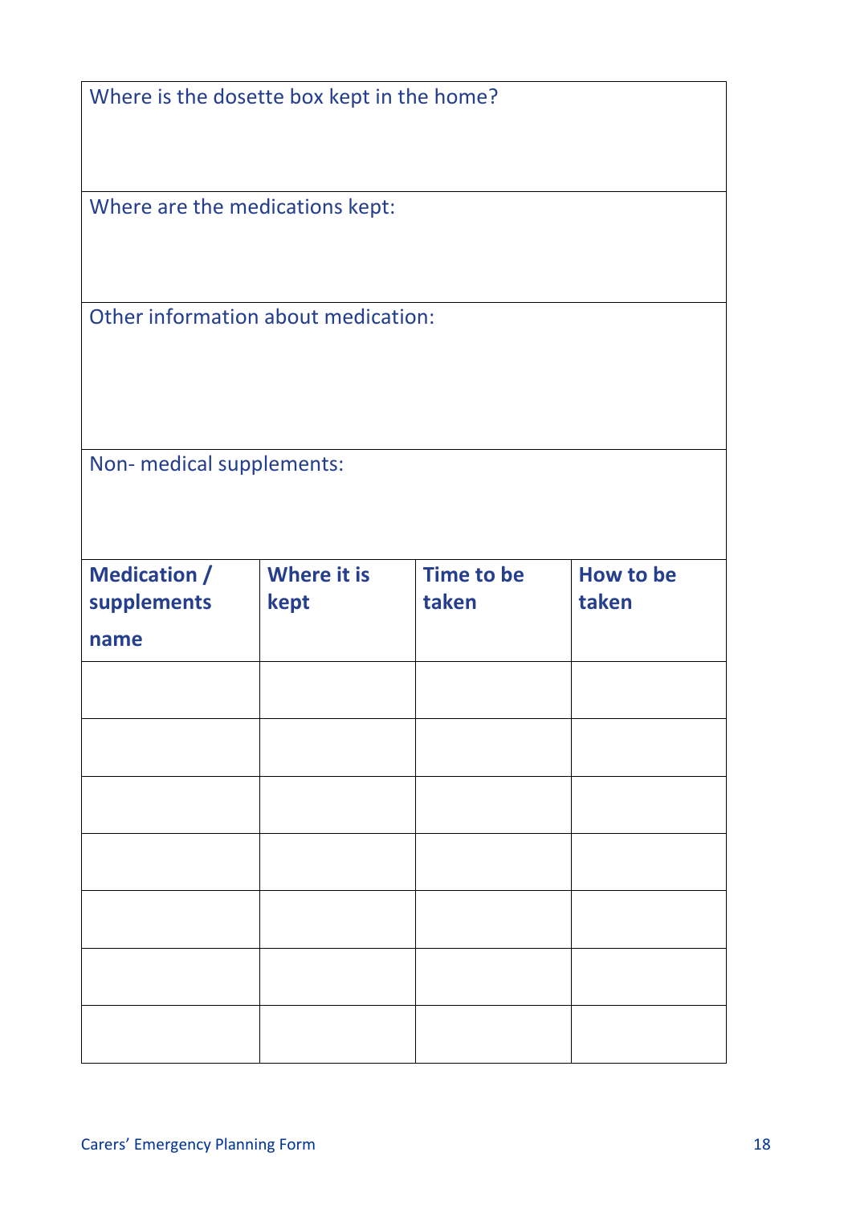| Where is the dosette box kept in the home? | | | |
|---|---|---|---|
| Where are the medications kept: | | | |
| Other information about medication: | | | |
| Non- medical supplements: | | | |

| **Medication / supplements name** | **Where it is kept** | **Time to be taken** | **How to be taken** |
|---|---|---|---|
| | | | |
| | | | |
| | | | |
| | | | |
| | | | |
| | | | |
| | | | |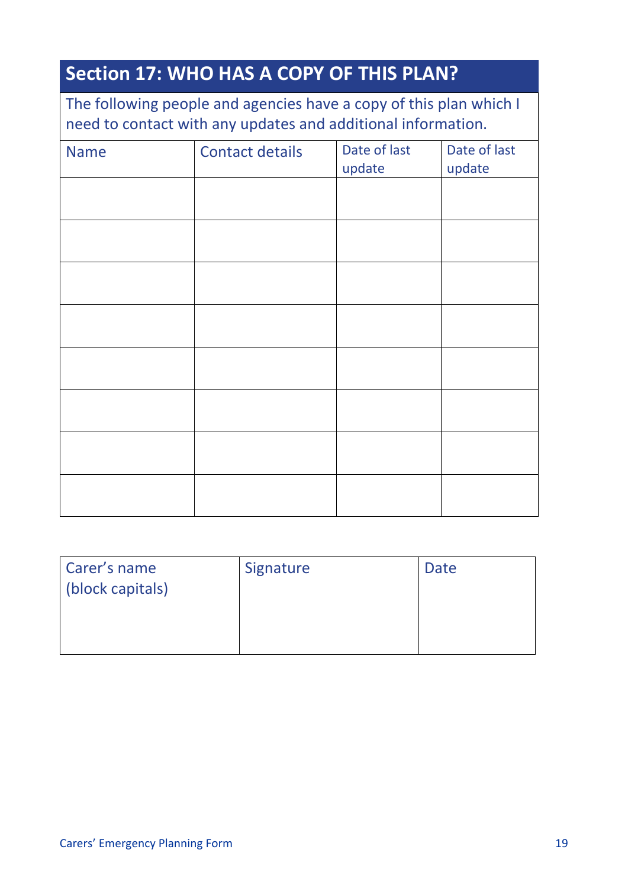## Section 17: WHO HAS A COPY OF THIS PLAN?

The following people and agencies have a copy of this plan which I need to contact with any updates and additional information.

| Name | Contact details | Date of last update | Date of last update |
|---|---|---|---|
| | | | |
| | | | |
| | | | |
| | | | |
| | | | |
| | | | |
| | | | |
| | | | |

| Carer's name (block capitals) | Signature | Date |
|---|---|---|
| | | |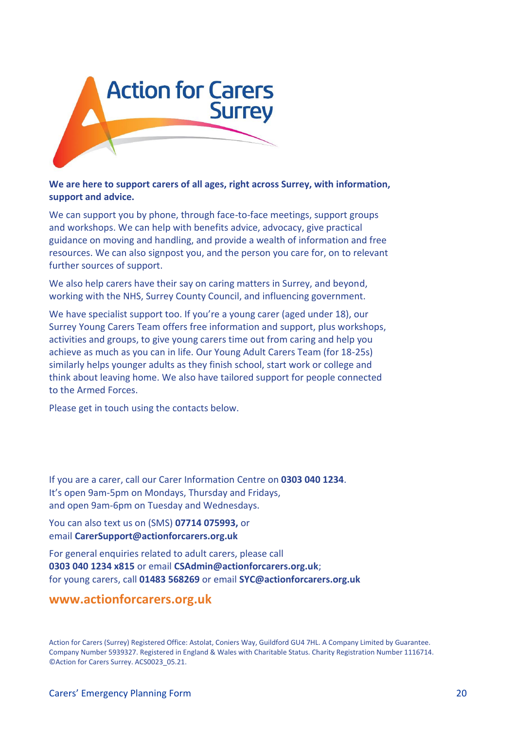# Action for Carers Surrey

**We are here to support carers of all ages, right across Surrey, with information, support and advice.**

We can support you by phone, through face-to-face meetings, support groups and workshops. We can help with benefits advice, advocacy, give practical guidance on moving and handling, and provide a wealth of information and free resources. We can also signpost you, and the person you care for, on to relevant further sources of support.

We also help carers have their say on caring matters in Surrey, and beyond, working with the NHS, Surrey County Council, and influencing government.

We have specialist support too. If you're a young carer (aged under 18), our Surrey Young Carers Team offers free information and support, plus workshops, activities and groups, to give young carers time out from caring and help you achieve as much as you can in life. Our Young Adult Carers Team (for 18-25s) similarly helps younger adults as they finish school, start work or college and think about leaving home. We also have tailored support for people connected to the Armed Forces.

Please get in touch using the contacts below.

If you are a carer, call our Carer Information Centre on **0303 040 1234**.
It's open 9am-5pm on Mondays, Thursday and Fridays,
and open 9am-6pm on Tuesday and Wednesdays.

You can also text us on (SMS) **07714 075993,** or
email **CarerSupport@actionforcarers.org.uk**

For general enquiries related to adult carers, please call
**0303 040 1234 x815** or email **CSAdmin@actionforcarers.org.uk**;
for young carers, call **01483 568269** or email **SYC@actionforcarers.org.uk**

**www.actionforcarers.org.uk**

Action for Carers (Surrey) Registered Office: Astolat, Coniers Way, Guildford GU4 7HL. A Company Limited by Guarantee. Company Number 5939327. Registered in England & Wales with Charitable Status. Charity Registration Number 1116714. ©Action for Carers Surrey. ACS0023_05.21.